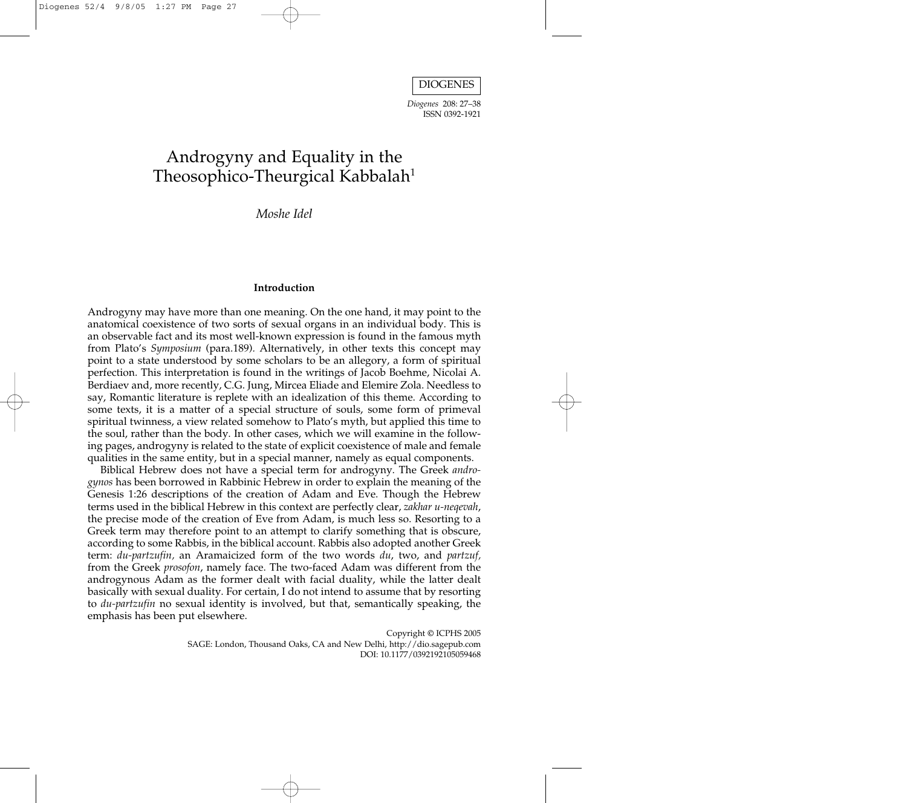# Androgyny and Equality in the Theosophico-Theurgical Kabbalah[1]

*Moshe Idel*

### Introduction

Androgyny may have more than one meaning. On the one hand, it may point to the anatomical coexistence of two sorts of sexual organs in an individual body. This is an observable fact and its most well-known expression is found in the famous myth from Plato's *Symposium* (para.189). Alternatively, in other texts this concept may point to a state understood by some scholars to be an allegory, a form of spiritual perfection. This interpretation is found in the writings of Jacob Boehme, Nicolai A. Berdiaev and, more recently, C.G. Jung, Mircea Eliade and Elemire Zola. Needless to say, Romantic literature is replete with an idealization of this theme. According to some texts, it is a matter of a special structure of souls, some form of primeval spiritual twinness, a view related somehow to Plato's myth, but applied this time to the soul, rather than the body. In other cases, which we will examine in the following pages, androgyny is related to the state of explicit coexistence of male and female qualities in the same entity, but in a special manner, namely as equal components.

Biblical Hebrew does not have a special term for androgyny. The Greek *androgynos* has been borrowed in Rabbinic Hebrew in order to explain the meaning of the Genesis 1:26 descriptions of the creation of Adam and Eve. Though the Hebrew terms used in the biblical Hebrew in this context are perfectly clear, *zakhar u-neqevah*, the precise mode of the creation of Eve from Adam, is much less so. Resorting to a Greek term may therefore point to an attempt to clarify something that is obscure, according to some Rabbis, in the biblical account. Rabbis also adopted another Greek term: *du-partzufin,* an Aramaicized form of the two words *du*, two, and *partzuf,* from the Greek *prosofon*, namely face. The two-faced Adam was different from the androgynous Adam as the former dealt with facial duality, while the latter dealt basically with sexual duality. For certain, I do not intend to assume that by resorting to *du-partzufin* no sexual identity is involved, but that, semantically speaking, the emphasis has been put elsewhere.

Copyright © ICPHS 2005
SAGE: London, Thousand Oaks, CA and New Delhi, http://dio.sagepub.com
DOI: 10.1177/0392192105059468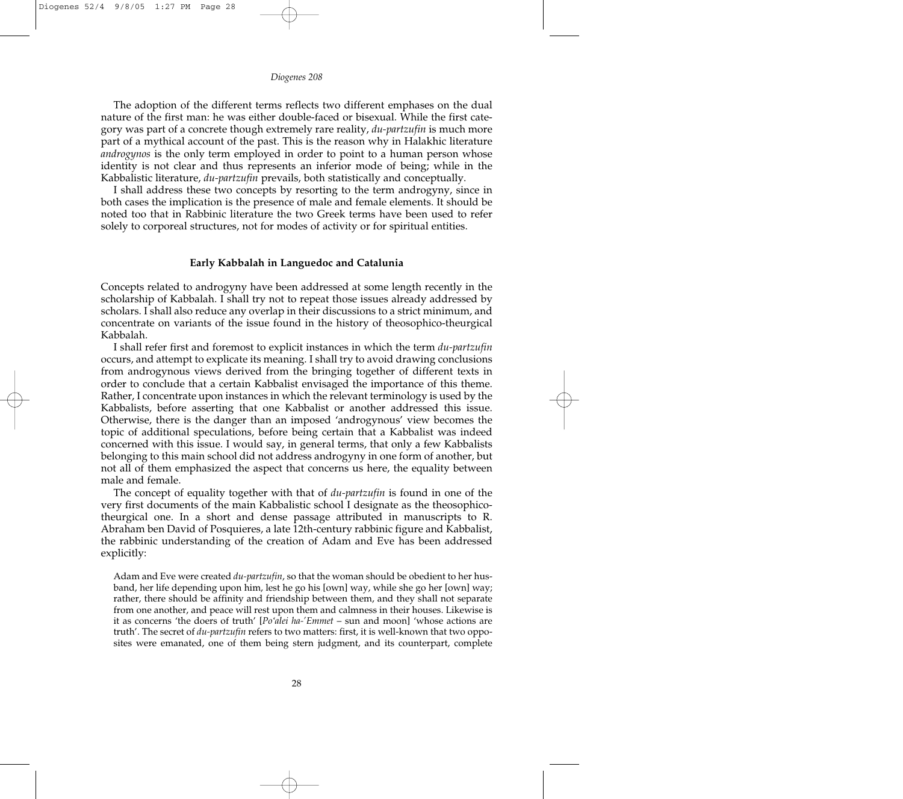The adoption of the different terms reflects two different emphases on the dual nature of the first man: he was either double-faced or bisexual. While the first category was part of a concrete though extremely rare reality, *du-partzufin* is much more part of a mythical account of the past. This is the reason why in Halakhic literature *androgynos* is the only term employed in order to point to a human person whose identity is not clear and thus represents an inferior mode of being; while in the Kabbalistic literature, *du-partzufin* prevails, both statistically and conceptually.

I shall address these two concepts by resorting to the term androgyny, since in both cases the implication is the presence of male and female elements. It should be noted too that in Rabbinic literature the two Greek terms have been used to refer solely to corporeal structures, not for modes of activity or for spiritual entities.

### Early Kabbalah in Languedoc and Catalunia

Concepts related to androgyny have been addressed at some length recently in the scholarship of Kabbalah. I shall try not to repeat those issues already addressed by scholars. I shall also reduce any overlap in their discussions to a strict minimum, and concentrate on variants of the issue found in the history of theosophico-theurgical Kabbalah.

I shall refer first and foremost to explicit instances in which the term *du-partzufin* occurs, and attempt to explicate its meaning. I shall try to avoid drawing conclusions from androgynous views derived from the bringing together of different texts in order to conclude that a certain Kabbalist envisaged the importance of this theme. Rather, I concentrate upon instances in which the relevant terminology is used by the Kabbalists, before asserting that one Kabbalist or another addressed this issue. Otherwise, there is the danger than an imposed 'androgynous' view becomes the topic of additional speculations, before being certain that a Kabbalist was indeed concerned with this issue. I would say, in general terms, that only a few Kabbalists belonging to this main school did not address androgyny in one form of another, but not all of them emphasized the aspect that concerns us here, the equality between male and female.

The concept of equality together with that of *du-partzufin* is found in one of the very first documents of the main Kabbalistic school I designate as the theosophico-theurgical one. In a short and dense passage attributed in manuscripts to R. Abraham ben David of Posquieres, a late 12th-century rabbinic figure and Kabbalist, the rabbinic understanding of the creation of Adam and Eve has been addressed explicitly:

> Adam and Eve were created *du-partzufin*, so that the woman should be obedient to her husband, her life depending upon him, lest he go his [own] way, while she go her [own] way; rather, there should be affinity and friendship between them, and they shall not separate from one another, and peace will rest upon them and calmness in their houses. Likewise is it as concerns 'the doers of truth' [*Po'alei ha-'Emmet* – sun and moon] 'whose actions are truth'. The secret of *du-partzufin* refers to two matters: first, it is well-known that two opposites were emanated, one of them being stern judgment, and its counterpart, complete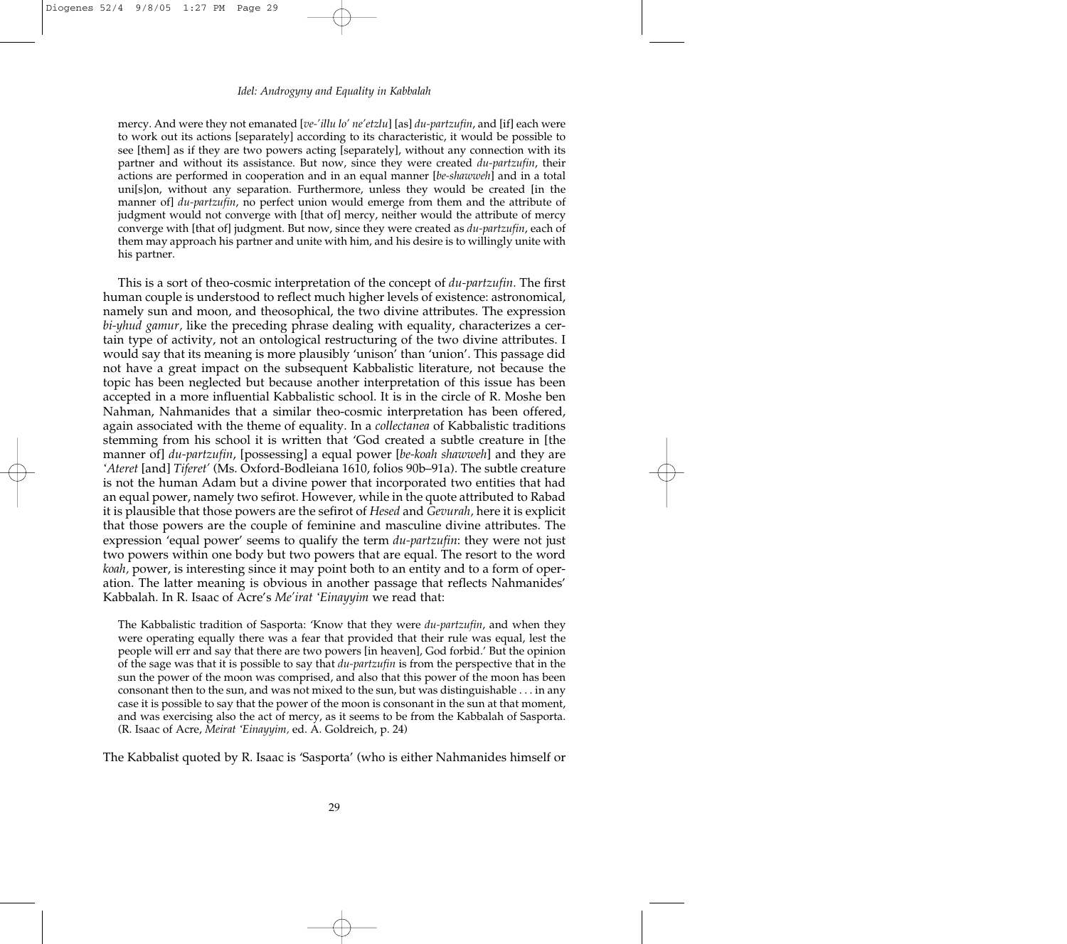> mercy. And were they not emanated [*ve-'illu lo' ne'etzlu*] [as] *du-partzufin*, and [if] each were to work out its actions [separately] according to its characteristic, it would be possible to see [them] as if they are two powers acting [separately], without any connection with its partner and without its assistance. But now, since they were created *du-partzufin*, their actions are performed in cooperation and in an equal manner [*be-shawweh*] and in a total uni[s]on, without any separation. Furthermore, unless they would be created [in the manner of] *du-partzufin*, no perfect union would emerge from them and the attribute of judgment would not converge with [that of] mercy, neither would the attribute of mercy converge with [that of] judgment. But now, since they were created as *du-partzufin*, each of them may approach his partner and unite with him, and his desire is to willingly unite with his partner.

This is a sort of theo-cosmic interpretation of the concept of *du-partzufin*. The first human couple is understood to reflect much higher levels of existence: astronomical, namely sun and moon, and theosophical, the two divine attributes. The expression *bi-yhud gamur*, like the preceding phrase dealing with equality, characterizes a certain type of activity, not an ontological restructuring of the two divine attributes. I would say that its meaning is more plausibly 'unison' than 'union'. This passage did not have a great impact on the subsequent Kabbalistic literature, not because the topic has been neglected but because another interpretation of this issue has been accepted in a more influential Kabbalistic school. It is in the circle of R. Moshe ben Nahman, Nahmanides that a similar theo-cosmic interpretation has been offered, again associated with the theme of equality. In a *collectanea* of Kabbalistic traditions stemming from his school it is written that 'God created a subtle creature in [the manner of] *du-partzufin*, [possessing] a equal power [*be-koah shawweh*] and they are '*Ateret* [and] *Tiferet*' (Ms. Oxford-Bodleiana 1610, folios 90b–91a). The subtle creature is not the human Adam but a divine power that incorporated two entities that had an equal power, namely two sefirot. However, while in the quote attributed to Rabad it is plausible that those powers are the sefirot of *Hesed* and *Gevurah*, here it is explicit that those powers are the couple of feminine and masculine divine attributes. The expression 'equal power' seems to qualify the term *du-partzufin*: they were not just two powers within one body but two powers that are equal. The resort to the word *koah*, power, is interesting since it may point both to an entity and to a form of operation. The latter meaning is obvious in another passage that reflects Nahmanides' Kabbalah. In R. Isaac of Acre's *Me'irat 'Einayyim* we read that:

> The Kabbalistic tradition of Sasporta: 'Know that they were *du-partzufin*, and when they were operating equally there was a fear that provided that their rule was equal, lest the people will err and say that there are two powers [in heaven], God forbid.' But the opinion of the sage was that it is possible to say that *du-partzufin* is from the perspective that in the sun the power of the moon was comprised, and also that this power of the moon has been consonant then to the sun, and was not mixed to the sun, but was distinguishable . . . in any case it is possible to say that the power of the moon is consonant in the sun at that moment, and was exercising also the act of mercy, as it seems to be from the Kabbalah of Sasporta. (R. Isaac of Acre, *Meirat 'Einayyim*, ed. A. Goldreich, p. 24)

The Kabbalist quoted by R. Isaac is 'Sasporta' (who is either Nahmanides himself or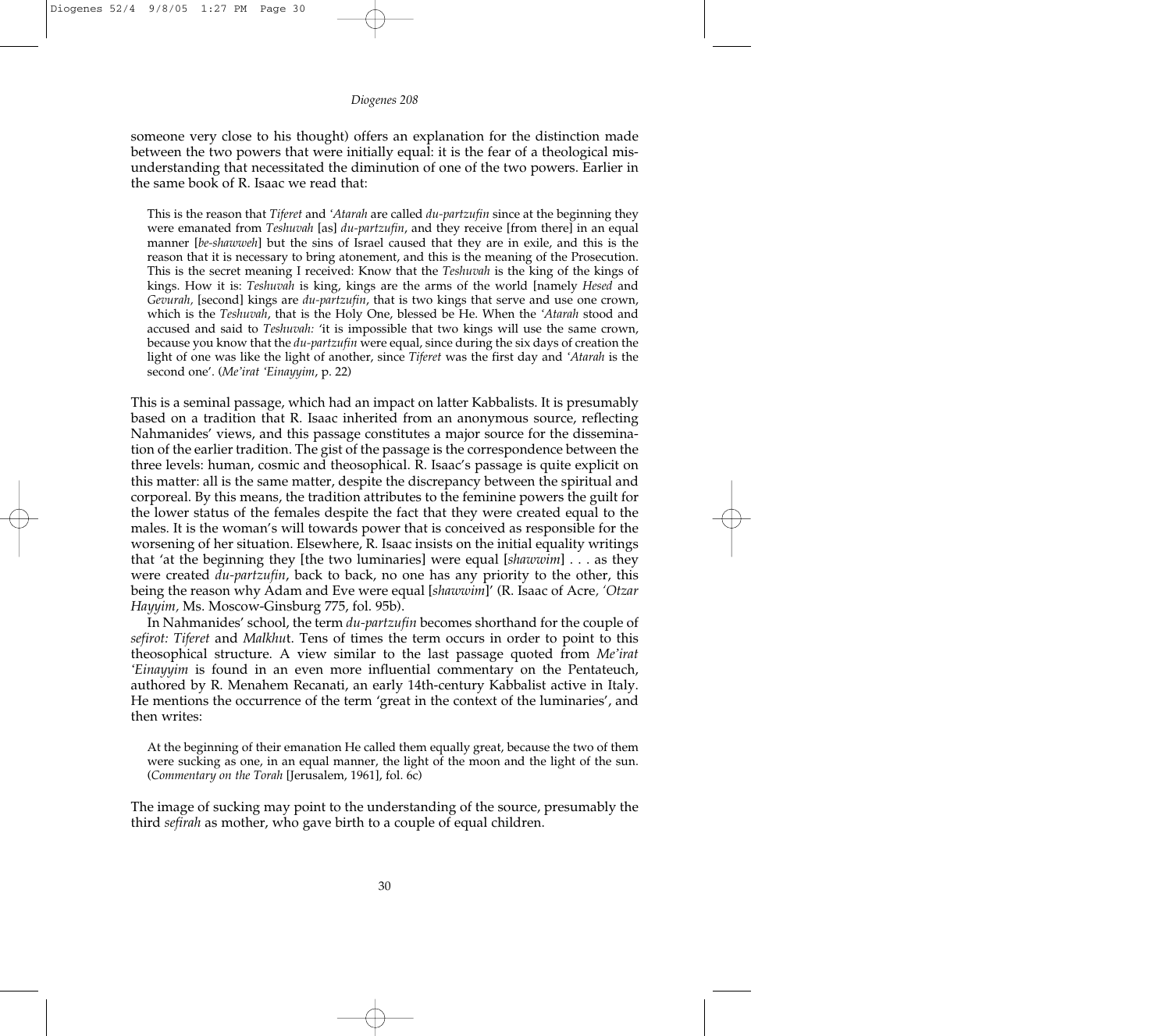someone very close to his thought) offers an explanation for the distinction made between the two powers that were initially equal: it is the fear of a theological misunderstanding that necessitated the diminution of one of the two powers. Earlier in the same book of R. Isaac we read that:

> This is the reason that *Tiferet* and *'Atarah* are called *du-partzufin* since at the beginning they were emanated from *Teshuvah* [as] *du-partzufin*, and they receive [from there] in an equal manner [*be-shawweh*] but the sins of Israel caused that they are in exile, and this is the reason that it is necessary to bring atonement, and this is the meaning of the Prosecution. This is the secret meaning I received: Know that the *Teshuvah* is the king of the kings of kings. How it is: *Teshuvah* is king, kings are the arms of the world [namely *Hesed* and *Gevurah,* [second] kings are *du-partzufin*, that is two kings that serve and use one crown, which is the *Teshuvah*, that is the Holy One, blessed be He. When the *'Atarah* stood and accused and said to *Teshuvah:* 'it is impossible that two kings will use the same crown, because you know that the *du-partzufin* were equal, since during the six days of creation the light of one was like the light of another, since *Tiferet* was the first day and *'Atarah* is the second one'. (*Me'irat 'Einayyim*, p. 22)

This is a seminal passage, which had an impact on latter Kabbalists. It is presumably based on a tradition that R. Isaac inherited from an anonymous source, reflecting Nahmanides' views, and this passage constitutes a major source for the dissemination of the earlier tradition. The gist of the passage is the correspondence between the three levels: human, cosmic and theosophical. R. Isaac's passage is quite explicit on this matter: all is the same matter, despite the discrepancy between the spiritual and corporeal. By this means, the tradition attributes to the feminine powers the guilt for the lower status of the females despite the fact that they were created equal to the males. It is the woman's will towards power that is conceived as responsible for the worsening of her situation. Elsewhere, R. Isaac insists on the initial equality writings that 'at the beginning they [the two luminaries] were equal [*shawwim*] . . . as they were created *du-partzufin*, back to back, no one has any priority to the other, this being the reason why Adam and Eve were equal [*shawwim*]' (R. Isaac of Acre*, 'Otzar Hayyim,* Ms. Moscow-Ginsburg 775, fol. 95b).

In Nahmanides' school, the term *du-partzufin* becomes shorthand for the couple of *sefirot: Tiferet* and *Malkhu*t. Tens of times the term occurs in order to point to this theosophical structure. A view similar to the last passage quoted from *Me'irat 'Einayyim* is found in an even more influential commentary on the Pentateuch, authored by R. Menahem Recanati, an early 14th-century Kabbalist active in Italy. He mentions the occurrence of the term 'great in the context of the luminaries', and then writes:

> At the beginning of their emanation He called them equally great, because the two of them were sucking as one, in an equal manner, the light of the moon and the light of the sun. (*Commentary on the Torah* [Jerusalem, 1961], fol. 6c)

The image of sucking may point to the understanding of the source, presumably the third *sefirah* as mother, who gave birth to a couple of equal children.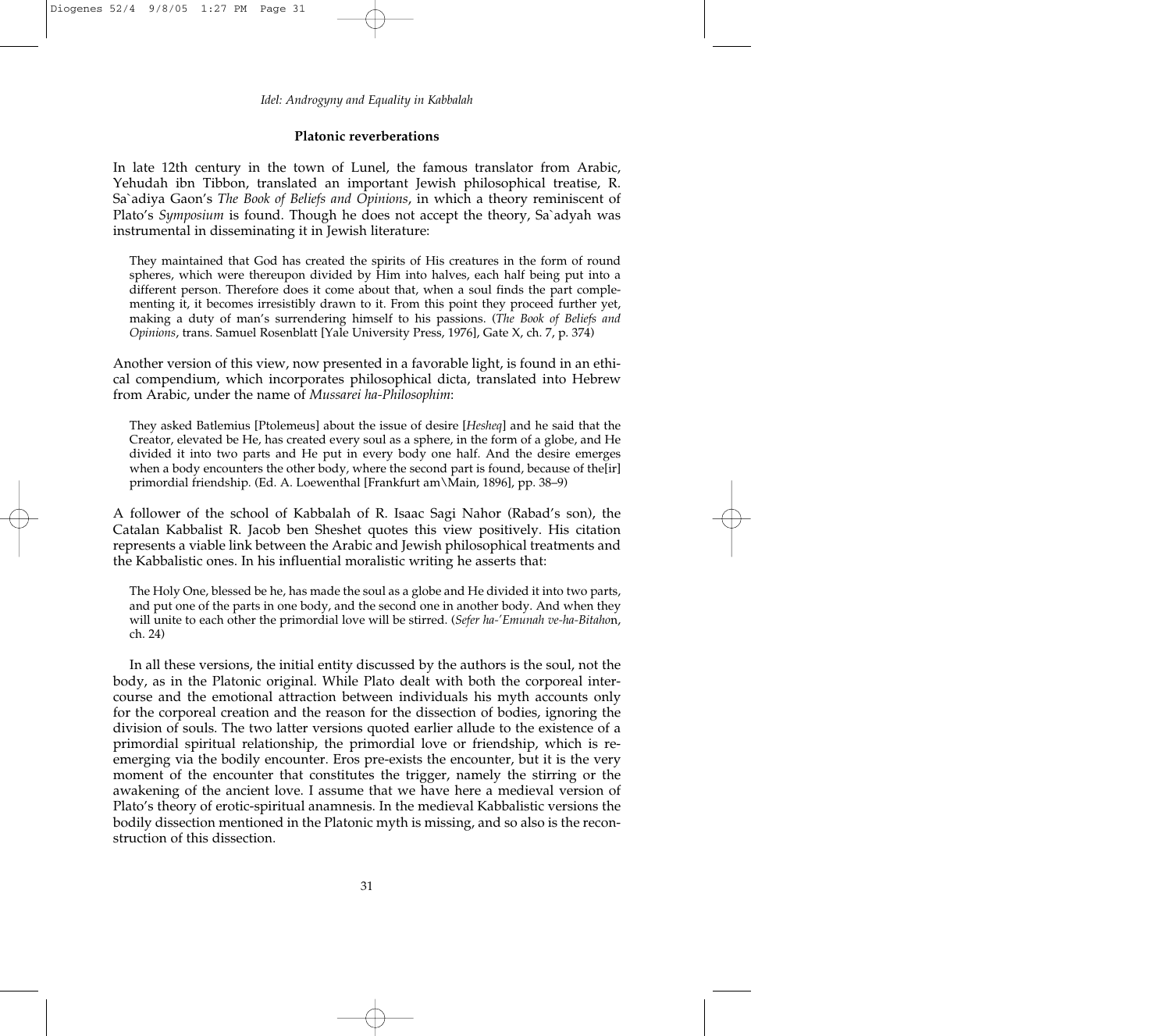### Platonic reverberations

In late 12th century in the town of Lunel, the famous translator from Arabic, Yehudah ibn Tibbon, translated an important Jewish philosophical treatise, R. Sa`adiya Gaon's *The Book of Beliefs and Opinions*, in which a theory reminiscent of Plato's *Symposium* is found. Though he does not accept the theory, Sa`adyah was instrumental in disseminating it in Jewish literature:

> They maintained that God has created the spirits of His creatures in the form of round spheres, which were thereupon divided by Him into halves, each half being put into a different person. Therefore does it come about that, when a soul finds the part complementing it, it becomes irresistibly drawn to it. From this point they proceed further yet, making a duty of man's surrendering himself to his passions. (*The Book of Beliefs and Opinions*, trans. Samuel Rosenblatt [Yale University Press, 1976], Gate X, ch. 7, p. 374)

Another version of this view, now presented in a favorable light, is found in an ethical compendium, which incorporates philosophical dicta, translated into Hebrew from Arabic, under the name of *Mussarei ha-Philosophim*:

> They asked Batlemius [Ptolemeus] about the issue of desire [*Hesheq*] and he said that the Creator, elevated be He, has created every soul as a sphere, in the form of a globe, and He divided it into two parts and He put in every body one half. And the desire emerges when a body encounters the other body, where the second part is found, because of the[ir] primordial friendship. (Ed. A. Loewenthal [Frankfurt am\Main, 1896], pp. 38–9)

A follower of the school of Kabbalah of R. Isaac Sagi Nahor (Rabad's son), the Catalan Kabbalist R. Jacob ben Sheshet quotes this view positively. His citation represents a viable link between the Arabic and Jewish philosophical treatments and the Kabbalistic ones. In his influential moralistic writing he asserts that:

> The Holy One, blessed be he, has made the soul as a globe and He divided it into two parts, and put one of the parts in one body, and the second one in another body. And when they will unite to each other the primordial love will be stirred. (*Sefer ha-'Emunah ve-ha-Bitaho*n, ch. 24)

In all these versions, the initial entity discussed by the authors is the soul, not the body, as in the Platonic original. While Plato dealt with both the corporeal intercourse and the emotional attraction between individuals his myth accounts only for the corporeal creation and the reason for the dissection of bodies, ignoring the division of souls. The two latter versions quoted earlier allude to the existence of a primordial spiritual relationship, the primordial love or friendship, which is re-emerging via the bodily encounter. Eros pre-exists the encounter, but it is the very moment of the encounter that constitutes the trigger, namely the stirring or the awakening of the ancient love. I assume that we have here a medieval version of Plato's theory of erotic-spiritual anamnesis. In the medieval Kabbalistic versions the bodily dissection mentioned in the Platonic myth is missing, and so also is the reconstruction of this dissection.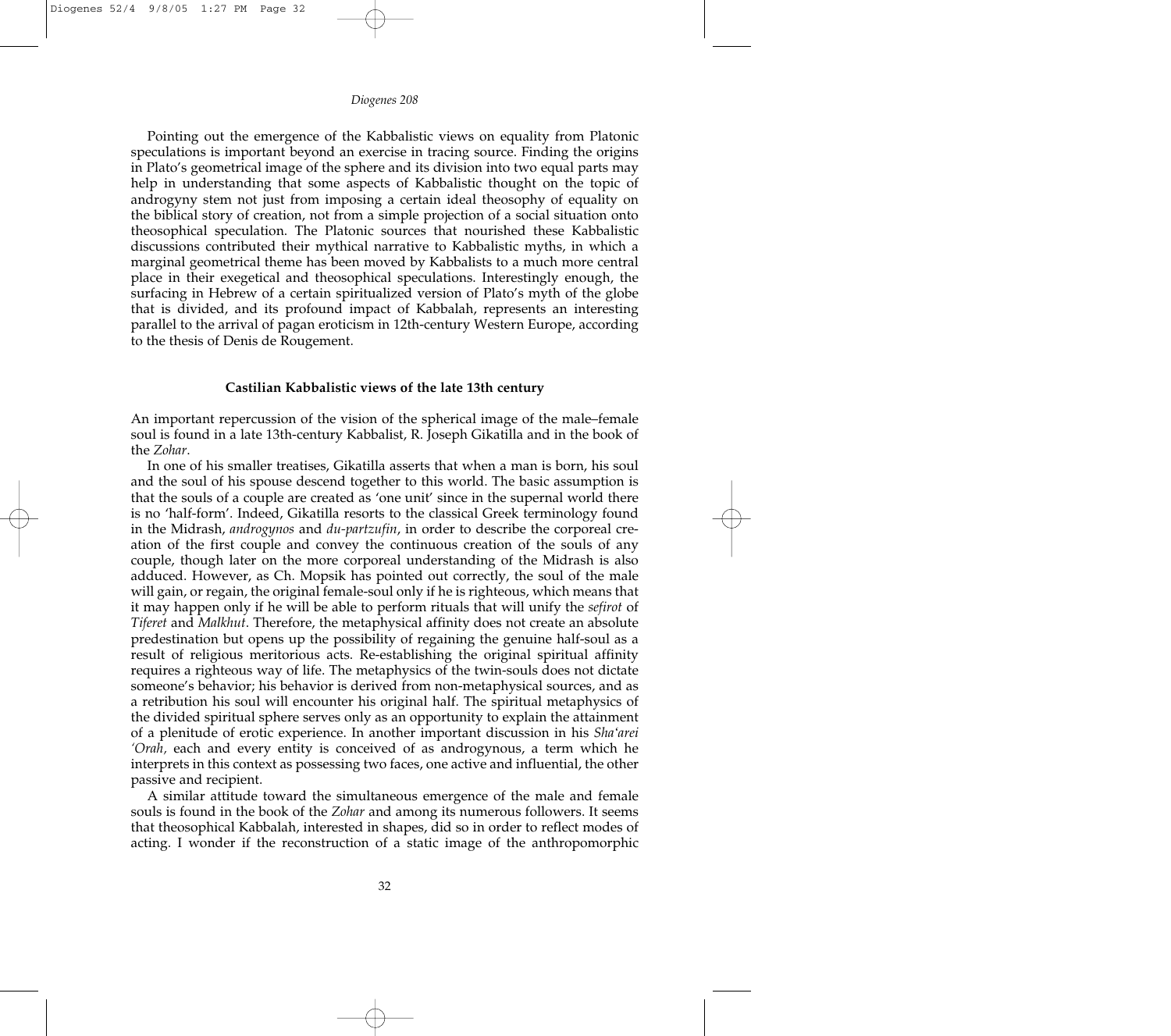Pointing out the emergence of the Kabbalistic views on equality from Platonic speculations is important beyond an exercise in tracing source. Finding the origins in Plato's geometrical image of the sphere and its division into two equal parts may help in understanding that some aspects of Kabbalistic thought on the topic of androgyny stem not just from imposing a certain ideal theosophy of equality on the biblical story of creation, not from a simple projection of a social situation onto theosophical speculation. The Platonic sources that nourished these Kabbalistic discussions contributed their mythical narrative to Kabbalistic myths, in which a marginal geometrical theme has been moved by Kabbalists to a much more central place in their exegetical and theosophical speculations. Interestingly enough, the surfacing in Hebrew of a certain spiritualized version of Plato's myth of the globe that is divided, and its profound impact of Kabbalah, represents an interesting parallel to the arrival of pagan eroticism in 12th-century Western Europe, according to the thesis of Denis de Rougement.

## Castilian Kabbalistic views of the late 13th century

An important repercussion of the vision of the spherical image of the male–female soul is found in a late 13th-century Kabbalist, R. Joseph Gikatilla and in the book of the *Zohar*.

In one of his smaller treatises, Gikatilla asserts that when a man is born, his soul and the soul of his spouse descend together to this world. The basic assumption is that the souls of a couple are created as 'one unit' since in the supernal world there is no 'half-form'. Indeed, Gikatilla resorts to the classical Greek terminology found in the Midrash, *androgynos* and *du-partzufin*, in order to describe the corporeal creation of the first couple and convey the continuous creation of the souls of any couple, though later on the more corporeal understanding of the Midrash is also adduced. However, as Ch. Mopsik has pointed out correctly, the soul of the male will gain, or regain, the original female-soul only if he is righteous, which means that it may happen only if he will be able to perform rituals that will unify the *sefirot* of *Tiferet* and *Malkhut*. Therefore, the metaphysical affinity does not create an absolute predestination but opens up the possibility of regaining the genuine half-soul as a result of religious meritorious acts. Re-establishing the original spiritual affinity requires a righteous way of life. The metaphysics of the twin-souls does not dictate someone's behavior; his behavior is derived from non-metaphysical sources, and as a retribution his soul will encounter his original half. The spiritual metaphysics of the divided spiritual sphere serves only as an opportunity to explain the attainment of a plenitude of erotic experience. In another important discussion in his *Sha'arei 'Orah,* each and every entity is conceived of as androgynous, a term which he interprets in this context as possessing two faces, one active and influential, the other passive and recipient.

A similar attitude toward the simultaneous emergence of the male and female souls is found in the book of the *Zohar* and among its numerous followers. It seems that theosophical Kabbalah, interested in shapes, did so in order to reflect modes of acting. I wonder if the reconstruction of a static image of the anthropomorphic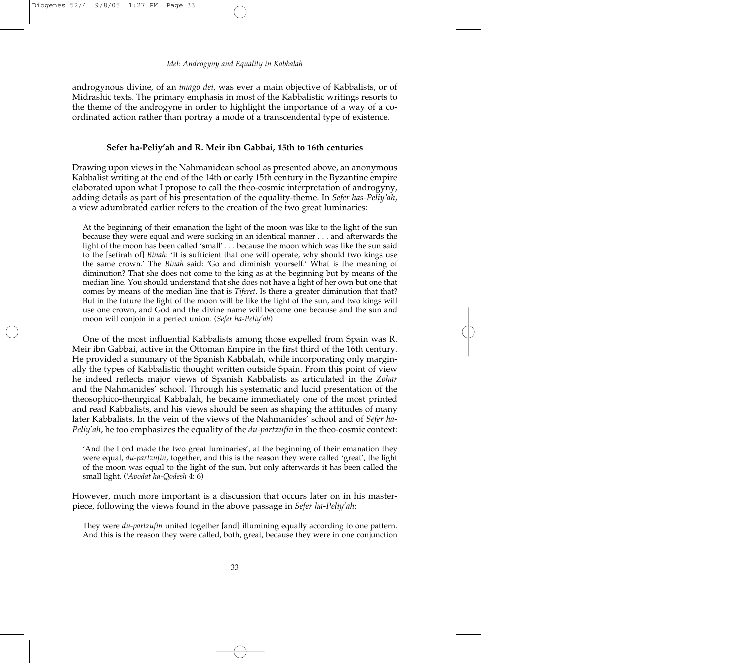androgynous divine, of an *imago dei*, was ever a main objective of Kabbalists, or of Midrashic texts. The primary emphasis in most of the Kabbalistic writings resorts to the theme of the androgyne in order to highlight the importance of a way of a co-ordinated action rather than portray a mode of a transcendental type of existence.

### Sefer ha-Peliy'ah and R. Meir ibn Gabbai, 15th to 16th centuries

Drawing upon views in the Nahmanidean school as presented above, an anonymous Kabbalist writing at the end of the 14th or early 15th century in the Byzantine empire elaborated upon what I propose to call the theo-cosmic interpretation of androgyny, adding details as part of his presentation of the equality-theme. In *Sefer has-Peliy'ah*, a view adumbrated earlier refers to the creation of the two great luminaries:

> At the beginning of their emanation the light of the moon was like to the light of the sun because they were equal and were sucking in an identical manner . . . and afterwards the light of the moon has been called 'small' . . . because the moon which was like the sun said to the [sefirah of] *Binah*: 'It is sufficient that one will operate, why should two kings use the same crown.' The *Binah* said: 'Go and diminish yourself.' What is the meaning of diminution? That she does not come to the king as at the beginning but by means of the median line. You should understand that she does not have a light of her own but one that comes by means of the median line that is *Tiferet*. Is there a greater diminution that that? But in the future the light of the moon will be like the light of the sun, and two kings will use one crown, and God and the divine name will become one because and the sun and moon will conjoin in a perfect union. (*Sefer ha-Peliy'ah*)

One of the most influential Kabbalists among those expelled from Spain was R. Meir ibn Gabbai, active in the Ottoman Empire in the first third of the 16th century. He provided a summary of the Spanish Kabbalah, while incorporating only marginally the types of Kabbalistic thought written outside Spain. From this point of view he indeed reflects major views of Spanish Kabbalists as articulated in the *Zohar* and the Nahmanides' school. Through his systematic and lucid presentation of the theosophico-theurgical Kabbalah, he became immediately one of the most printed and read Kabbalists, and his views should be seen as shaping the attitudes of many later Kabbalists. In the vein of the views of the Nahmanides' school and of *Sefer ha-Peliy'ah*, he too emphasizes the equality of the *du-partzufin* in the theo-cosmic context:

> 'And the Lord made the two great luminaries', at the beginning of their emanation they were equal, *du-partzufin*, together, and this is the reason they were called 'great', the light of the moon was equal to the light of the sun, but only afterwards it has been called the small light. (*'Avodat ha-Qodesh* 4: 6)

However, much more important is a discussion that occurs later on in his masterpiece, following the views found in the above passage in *Sefer ha-Peliy'ah*:

> They were *du-partzufin* united together [and] illumining equally according to one pattern. And this is the reason they were called, both, great, because they were in one conjunction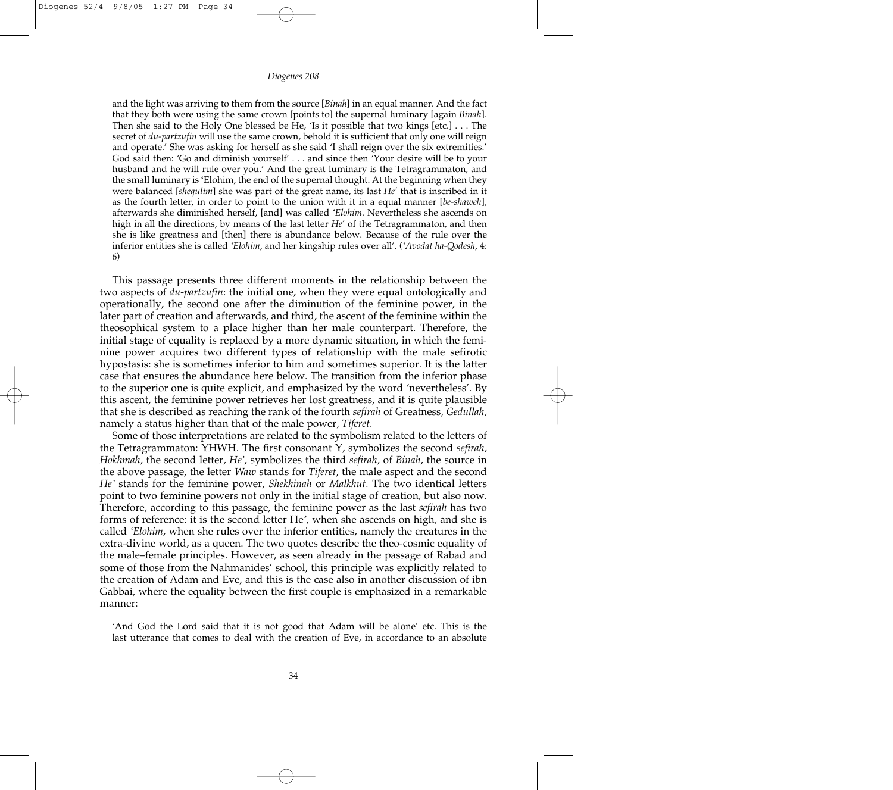and the light was arriving to them from the source [*Binah*] in an equal manner. And the fact that they both were using the same crown [points to] the supernal luminary [again *Binah*]. Then she said to the Holy One blessed be He, 'Is it possible that two kings [etc.] . . . The secret of *du-partzufin* will use the same crown, behold it is sufficient that only one will reign and operate.' She was asking for herself as she said 'I shall reign over the six extremities.' God said then: 'Go and diminish yourself' . . . and since then 'Your desire will be to your husband and he will rule over you.' And the great luminary is the Tetragrammaton, and the small luminary is 'Elohim, the end of the supernal thought. At the beginning when they were balanced [*shequlim*] she was part of the great name, its last *He'* that is inscribed in it as the fourth letter, in order to point to the union with it in a equal manner [*be-shaweh*], afterwards she diminished herself, [and] was called *'Elohim*. Nevertheless she ascends on high in all the directions, by means of the last letter *He'* of the Tetragrammaton, and then she is like greatness and [then] there is abundance below. Because of the rule over the inferior entities she is called *'Elohim*, and her kingship rules over all'. (*'Avodat ha-Qodesh*, 4: 6)

This passage presents three different moments in the relationship between the two aspects of *du-partzufin*: the initial one, when they were equal ontologically and operationally, the second one after the diminution of the feminine power, in the later part of creation and afterwards, and third, the ascent of the feminine within the theosophical system to a place higher than her male counterpart. Therefore, the initial stage of equality is replaced by a more dynamic situation, in which the feminine power acquires two different types of relationship with the male sefirotic hypostasis: she is sometimes inferior to him and sometimes superior. It is the latter case that ensures the abundance here below. The transition from the inferior phase to the superior one is quite explicit, and emphasized by the word 'nevertheless'. By this ascent, the feminine power retrieves her lost greatness, and it is quite plausible that she is described as reaching the rank of the fourth *sefirah* of Greatness, *Gedullah*, namely a status higher than that of the male power, *Tiferet.*

Some of those interpretations are related to the symbolism related to the letters of the Tetragrammaton: YHWH. The first consonant Y, symbolizes the second *sefirah, Hokhmah,* the second letter*, He*', symbolizes the third *sefirah,* of *Binah*, the source in the above passage, the letter *Waw* stands for *Tiferet*, the male aspect and the second *He'* stands for the feminine power*, Shekhinah* or *Malkhut.* The two identical letters point to two feminine powers not only in the initial stage of creation, but also now. Therefore, according to this passage, the feminine power as the last *sefirah* has two forms of reference: it is the second letter He', when she ascends on high, and she is called *'Elohim*, when she rules over the inferior entities, namely the creatures in the extra-divine world, as a queen. The two quotes describe the theo-cosmic equality of the male–female principles. However, as seen already in the passage of Rabad and some of those from the Nahmanides' school, this principle was explicitly related to the creation of Adam and Eve, and this is the case also in another discussion of ibn Gabbai, where the equality between the first couple is emphasized in a remarkable manner:

'And God the Lord said that it is not good that Adam will be alone' etc. This is the last utterance that comes to deal with the creation of Eve, in accordance to an absolute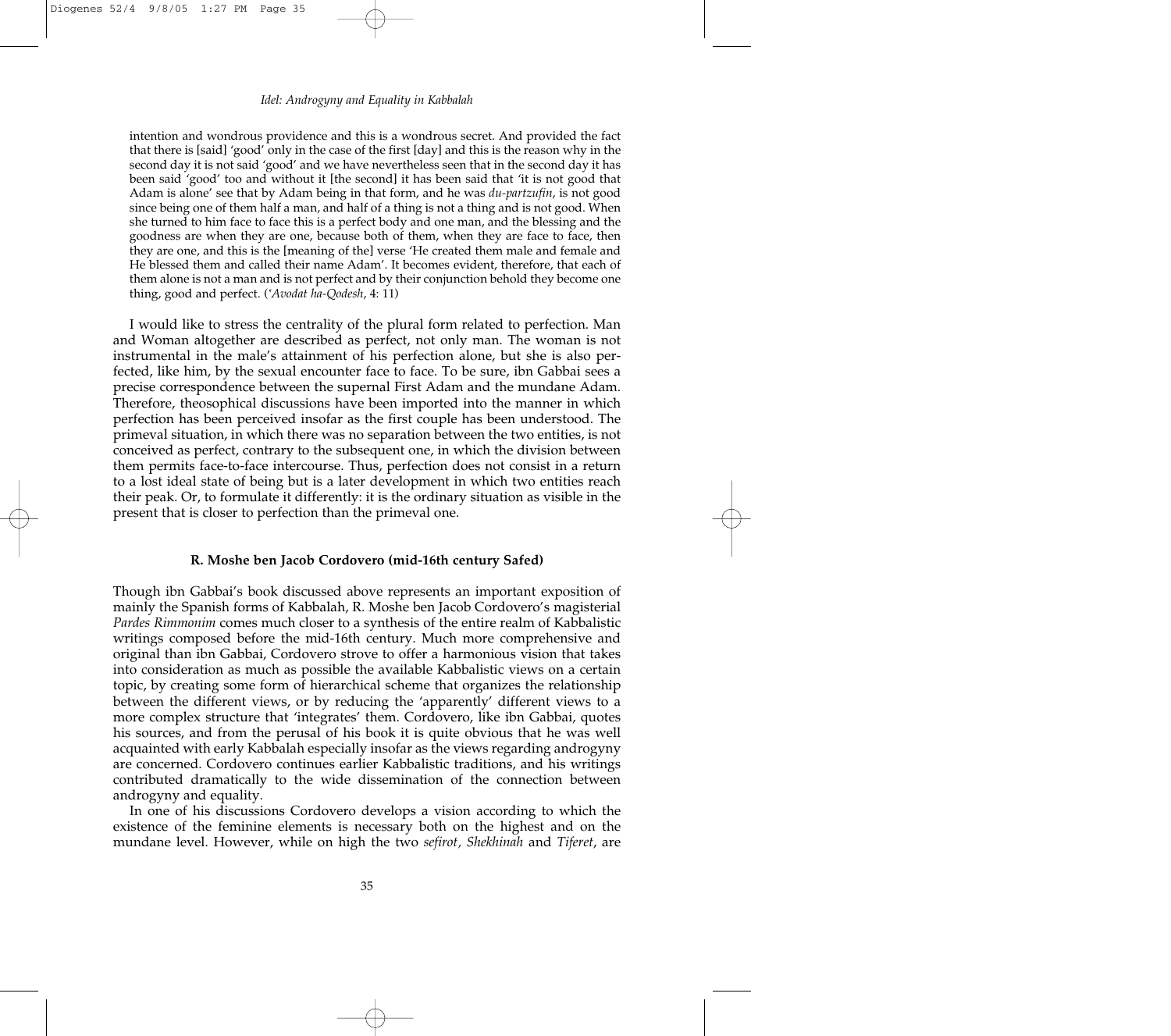intention and wondrous providence and this is a wondrous secret. And provided the fact that there is [said] 'good' only in the case of the first [day] and this is the reason why in the second day it is not said 'good' and we have nevertheless seen that in the second day it has been said 'good' too and without it [the second] it has been said that 'it is not good that Adam is alone' see that by Adam being in that form, and he was *du-partzufin*, is not good since being one of them half a man, and half of a thing is not a thing and is not good. When she turned to him face to face this is a perfect body and one man, and the blessing and the goodness are when they are one, because both of them, when they are face to face, then they are one, and this is the [meaning of the] verse 'He created them male and female and He blessed them and called their name Adam'. It becomes evident, therefore, that each of them alone is not a man and is not perfect and by their conjunction behold they become one thing, good and perfect. ('*Avodat ha-Qodesh*, 4: 11)

I would like to stress the centrality of the plural form related to perfection. Man and Woman altogether are described as perfect, not only man. The woman is not instrumental in the male's attainment of his perfection alone, but she is also perfected, like him, by the sexual encounter face to face. To be sure, ibn Gabbai sees a precise correspondence between the supernal First Adam and the mundane Adam. Therefore, theosophical discussions have been imported into the manner in which perfection has been perceived insofar as the first couple has been understood. The primeval situation, in which there was no separation between the two entities, is not conceived as perfect, contrary to the subsequent one, in which the division between them permits face-to-face intercourse. Thus, perfection does not consist in a return to a lost ideal state of being but is a later development in which two entities reach their peak. Or, to formulate it differently: it is the ordinary situation as visible in the present that is closer to perfection than the primeval one.

## R. Moshe ben Jacob Cordovero (mid-16th century Safed)

Though ibn Gabbai's book discussed above represents an important exposition of mainly the Spanish forms of Kabbalah, R. Moshe ben Jacob Cordovero's magisterial *Pardes Rimmonim* comes much closer to a synthesis of the entire realm of Kabbalistic writings composed before the mid-16th century. Much more comprehensive and original than ibn Gabbai, Cordovero strove to offer a harmonious vision that takes into consideration as much as possible the available Kabbalistic views on a certain topic, by creating some form of hierarchical scheme that organizes the relationship between the different views, or by reducing the 'apparently' different views to a more complex structure that 'integrates' them. Cordovero, like ibn Gabbai, quotes his sources, and from the perusal of his book it is quite obvious that he was well acquainted with early Kabbalah especially insofar as the views regarding androgyny are concerned. Cordovero continues earlier Kabbalistic traditions, and his writings contributed dramatically to the wide dissemination of the connection between androgyny and equality.

In one of his discussions Cordovero develops a vision according to which the existence of the feminine elements is necessary both on the highest and on the mundane level. However, while on high the two *sefirot*, *Shekhinah* and *Tiferet*, are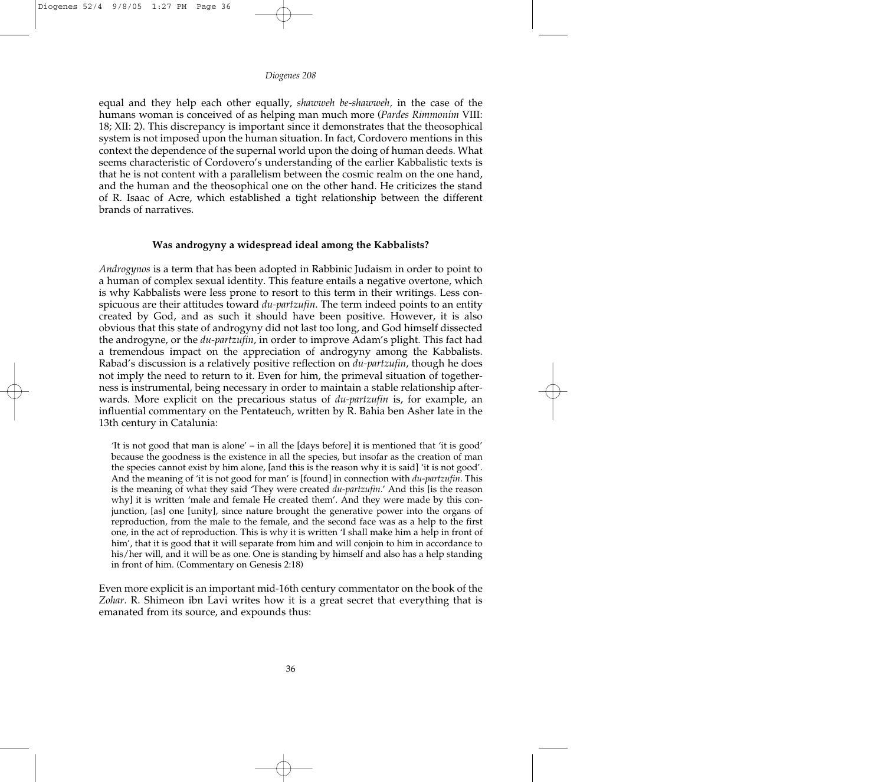equal and they help each other equally, *shawweh be-shawweh,* in the case of the humans woman is conceived of as helping man much more (*Pardes Rimmonim* VIII: 18; XII: 2). This discrepancy is important since it demonstrates that the theosophical system is not imposed upon the human situation. In fact, Cordovero mentions in this context the dependence of the supernal world upon the doing of human deeds. What seems characteristic of Cordovero's understanding of the earlier Kabbalistic texts is that he is not content with a parallelism between the cosmic realm on the one hand, and the human and the theosophical one on the other hand. He criticizes the stand of R. Isaac of Acre, which established a tight relationship between the different brands of narratives.

### Was androgyny a widespread ideal among the Kabbalists?

*Androgynos* is a term that has been adopted in Rabbinic Judaism in order to point to a human of complex sexual identity. This feature entails a negative overtone, which is why Kabbalists were less prone to resort to this term in their writings. Less conspicuous are their attitudes toward *du-partzufin*. The term indeed points to an entity created by God, and as such it should have been positive. However, it is also obvious that this state of androgyny did not last too long, and God himself dissected the androgyne, or the *du-partzufin*, in order to improve Adam's plight. This fact had a tremendous impact on the appreciation of androgyny among the Kabbalists. Rabad's discussion is a relatively positive reflection on *du-partzufin*, though he does not imply the need to return to it. Even for him, the primeval situation of togetherness is instrumental, being necessary in order to maintain a stable relationship afterwards. More explicit on the precarious status of *du-partzufin* is, for example, an influential commentary on the Pentateuch, written by R. Bahia ben Asher late in the 13th century in Catalunia:

> 'It is not good that man is alone' – in all the [days before] it is mentioned that 'it is good' because the goodness is the existence in all the species, but insofar as the creation of man the species cannot exist by him alone, [and this is the reason why it is said] 'it is not good'. And the meaning of 'it is not good for man' is [found] in connection with *du-partzufin*. This is the meaning of what they said 'They were created *du-partzufin*.' And this [is the reason why] it is written 'male and female He created them'. And they were made by this conjunction, [as] one [unity], since nature brought the generative power into the organs of reproduction, from the male to the female, and the second face was as a help to the first one, in the act of reproduction. This is why it is written 'I shall make him a help in front of him', that it is good that it will separate from him and will conjoin to him in accordance to his/her will, and it will be as one. One is standing by himself and also has a help standing in front of him. (Commentary on Genesis 2:18)

Even more explicit is an important mid-16th century commentator on the book of the *Zohar.* R. Shimeon ibn Lavi writes how it is a great secret that everything that is emanated from its source, and expounds thus: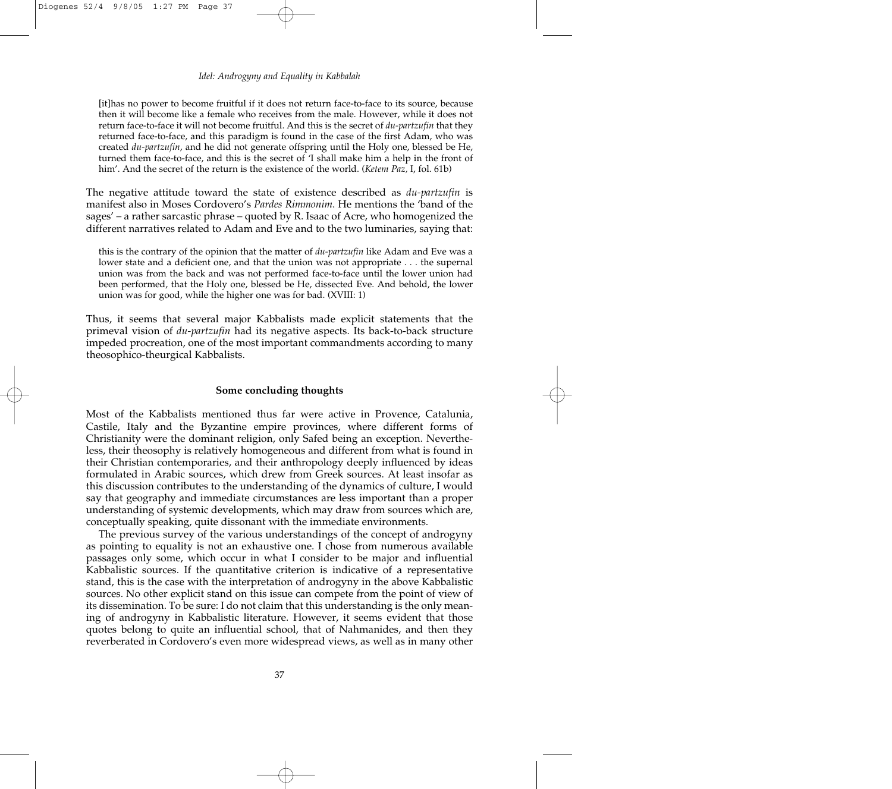> [it]has no power to become fruitful if it does not return face-to-face to its source, because then it will become like a female who receives from the male. However, while it does not return face-to-face it will not become fruitful. And this is the secret of *du-partzufin* that they returned face-to-face, and this paradigm is found in the case of the first Adam, who was created *du-partzufin*, and he did not generate offspring until the Holy one, blessed be He, turned them face-to-face, and this is the secret of 'I shall make him a help in the front of him'. And the secret of the return is the existence of the world. (*Ketem Paz*, I, fol. 61b)

The negative attitude toward the state of existence described as *du-partzufin* is manifest also in Moses Cordovero's *Pardes Rimmonim*. He mentions the 'band of the sages' – a rather sarcastic phrase – quoted by R. Isaac of Acre, who homogenized the different narratives related to Adam and Eve and to the two luminaries, saying that:

> this is the contrary of the opinion that the matter of *du-partzufin* like Adam and Eve was a lower state and a deficient one, and that the union was not appropriate . . . the supernal union was from the back and was not performed face-to-face until the lower union had been performed, that the Holy one, blessed be He, dissected Eve. And behold, the lower union was for good, while the higher one was for bad. (XVIII: 1)

Thus, it seems that several major Kabbalists made explicit statements that the primeval vision of *du-partzufin* had its negative aspects. Its back-to-back structure impeded procreation, one of the most important commandments according to many theosophico-theurgical Kabbalists.

## Some concluding thoughts

Most of the Kabbalists mentioned thus far were active in Provence, Catalunia, Castile, Italy and the Byzantine empire provinces, where different forms of Christianity were the dominant religion, only Safed being an exception. Nevertheless, their theosophy is relatively homogeneous and different from what is found in their Christian contemporaries, and their anthropology deeply influenced by ideas formulated in Arabic sources, which drew from Greek sources. At least insofar as this discussion contributes to the understanding of the dynamics of culture, I would say that geography and immediate circumstances are less important than a proper understanding of systemic developments, which may draw from sources which are, conceptually speaking, quite dissonant with the immediate environments.

The previous survey of the various understandings of the concept of androgyny as pointing to equality is not an exhaustive one. I chose from numerous available passages only some, which occur in what I consider to be major and influential Kabbalistic sources. If the quantitative criterion is indicative of a representative stand, this is the case with the interpretation of androgyny in the above Kabbalistic sources. No other explicit stand on this issue can compete from the point of view of its dissemination. To be sure: I do not claim that this understanding is the only meaning of androgyny in Kabbalistic literature. However, it seems evident that those quotes belong to quite an influential school, that of Nahmanides, and then they reverberated in Cordovero's even more widespread views, as well as in many other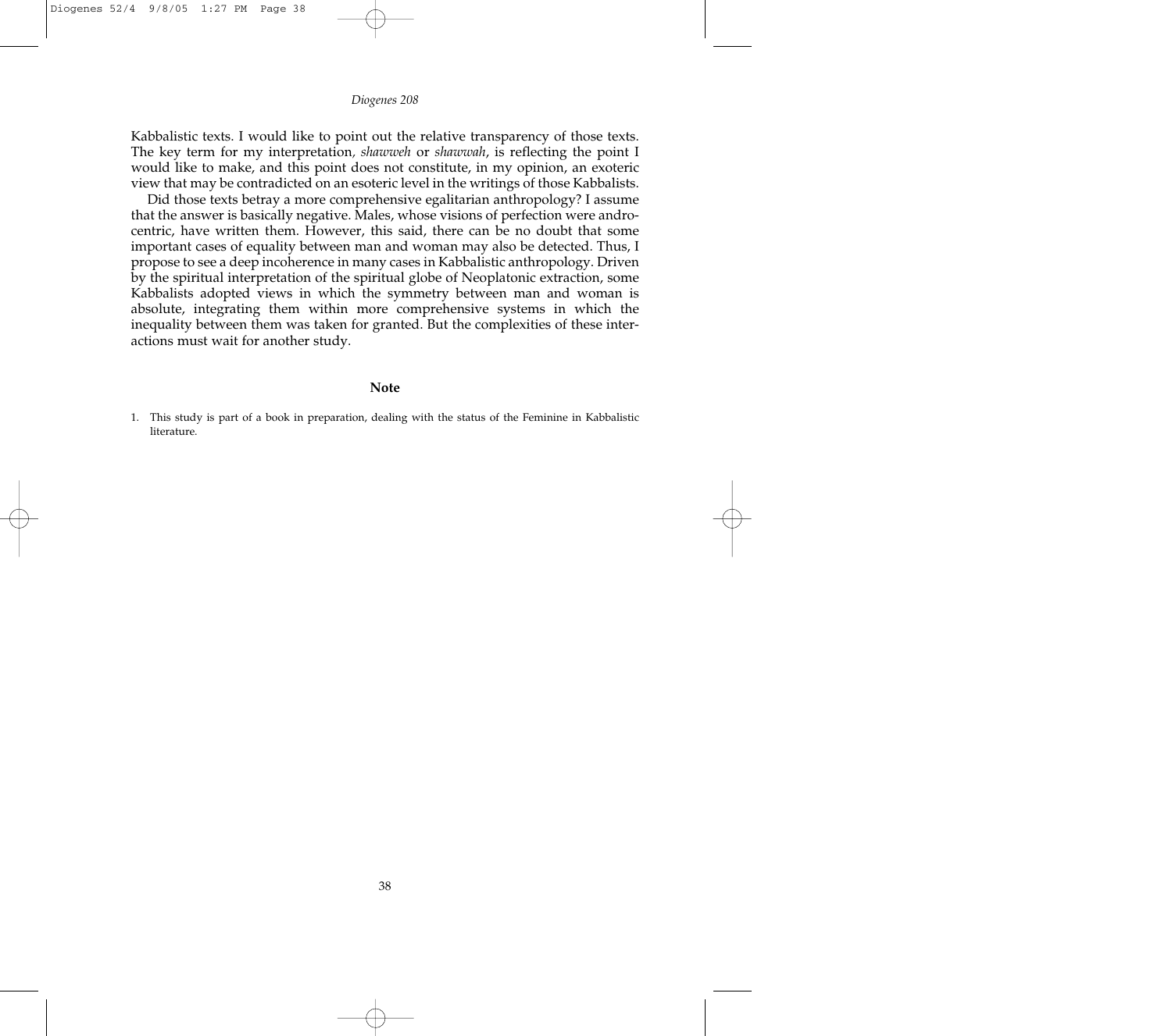Kabbalistic texts. I would like to point out the relative transparency of those texts. The key term for my interpretation, *shawweh* or *shawwah*, is reflecting the point I would like to make, and this point does not constitute, in my opinion, an exoteric view that may be contradicted on an esoteric level in the writings of those Kabbalists.

Did those texts betray a more comprehensive egalitarian anthropology? I assume that the answer is basically negative. Males, whose visions of perfection were androcentric, have written them. However, this said, there can be no doubt that some important cases of equality between man and woman may also be detected. Thus, I propose to see a deep incoherence in many cases in Kabbalistic anthropology. Driven by the spiritual interpretation of the spiritual globe of Neoplatonic extraction, some Kabbalists adopted views in which the symmetry between man and woman is absolute, integrating them within more comprehensive systems in which the inequality between them was taken for granted. But the complexities of these interactions must wait for another study.

## Note

1. This study is part of a book in preparation, dealing with the status of the Feminine in Kabbalistic literature.